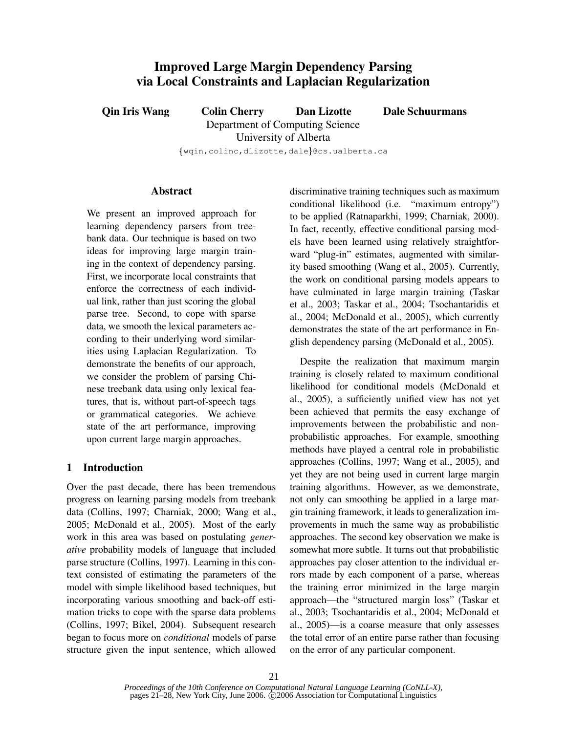# Improved Large Margin Dependency Parsing via Local Constraints and Laplacian Regularization

**Qin Iris Wang** **Colin Cherry** **Dan Lizotte** **Dale Schuurmans**

Department of Computing Science
University of Alberta

{wqin,colinc,dlizotte,dale}@cs.ualberta.ca

## Abstract

We present an improved approach for learning dependency parsers from treebank data. Our technique is based on two ideas for improving large margin training in the context of dependency parsing. First, we incorporate local constraints that enforce the correctness of each individual link, rather than just scoring the global parse tree. Second, to cope with sparse data, we smooth the lexical parameters according to their underlying word similarities using Laplacian Regularization. To demonstrate the benefits of our approach, we consider the problem of parsing Chinese treebank data using only lexical features, that is, without part-of-speech tags or grammatical categories. We achieve state of the art performance, improving upon current large margin approaches.

## 1 Introduction

Over the past decade, there has been tremendous progress on learning parsing models from treebank data (Collins, 1997; Charniak, 2000; Wang et al., 2005; McDonald et al., 2005). Most of the early work in this area was based on postulating *generative* probability models of language that included parse structure (Collins, 1997). Learning in this context consisted of estimating the parameters of the model with simple likelihood based techniques, but incorporating various smoothing and back-off estimation tricks to cope with the sparse data problems (Collins, 1997; Bikel, 2004). Subsequent research began to focus more on *conditional* models of parse structure given the input sentence, which allowed discriminative training techniques such as maximum conditional likelihood (i.e. "maximum entropy") to be applied (Ratnaparkhi, 1999; Charniak, 2000). In fact, recently, effective conditional parsing models have been learned using relatively straightforward "plug-in" estimates, augmented with similarity based smoothing (Wang et al., 2005). Currently, the work on conditional parsing models appears to have culminated in large margin training (Taskar et al., 2003; Taskar et al., 2004; Tsochantaridis et al., 2004; McDonald et al., 2005), which currently demonstrates the state of the art performance in English dependency parsing (McDonald et al., 2005).

Despite the realization that maximum margin training is closely related to maximum conditional likelihood for conditional models (McDonald et al., 2005), a sufficiently unified view has not yet been achieved that permits the easy exchange of improvements between the probabilistic and non-probabilistic approaches. For example, smoothing methods have played a central role in probabilistic approaches (Collins, 1997; Wang et al., 2005), and yet they are not being used in current large margin training algorithms. However, as we demonstrate, not only can smoothing be applied in a large margin training framework, it leads to generalization improvements in much the same way as probabilistic approaches. The second key observation we make is somewhat more subtle. It turns out that probabilistic approaches pay closer attention to the individual errors made by each component of a parse, whereas the training error minimized in the large margin approach—the "structured margin loss" (Taskar et al., 2003; Tsochantaridis et al., 2004; McDonald et al., 2005)—is a coarse measure that only assesses the total error of an entire parse rather than focusing on the error of any particular component.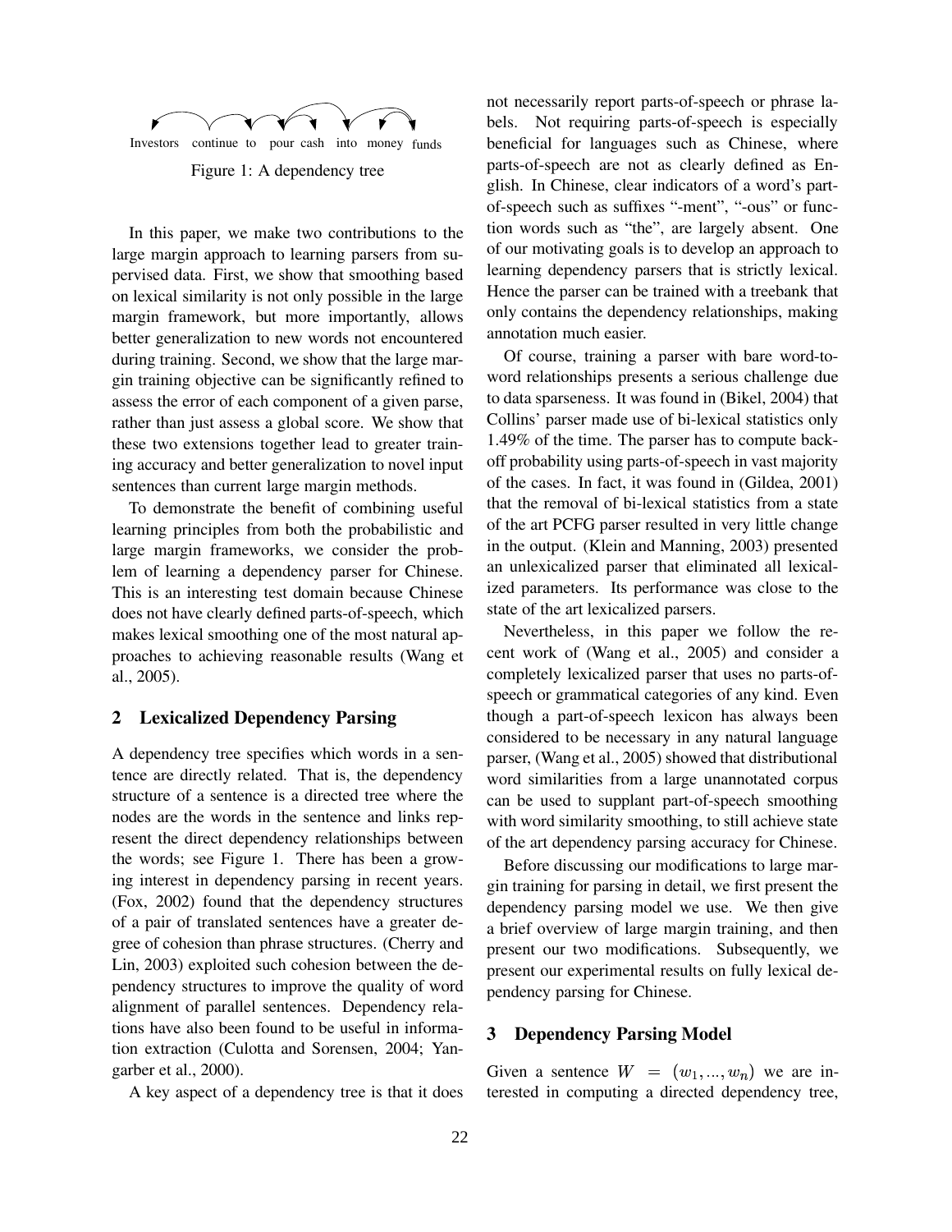Investors continue to pour cash into money funds

Figure 1: A dependency tree

In this paper, we make two contributions to the large margin approach to learning parsers from supervised data. First, we show that smoothing based on lexical similarity is not only possible in the large margin framework, but more importantly, allows better generalization to new words not encountered during training. Second, we show that the large margin training objective can be significantly refined to assess the error of each component of a given parse, rather than just assess a global score. We show that these two extensions together lead to greater training accuracy and better generalization to novel input sentences than current large margin methods.

To demonstrate the benefit of combining useful learning principles from both the probabilistic and large margin frameworks, we consider the problem of learning a dependency parser for Chinese. This is an interesting test domain because Chinese does not have clearly defined parts-of-speech, which makes lexical smoothing one of the most natural approaches to achieving reasonable results (Wang et al., 2005).

## 2 Lexicalized Dependency Parsing

A dependency tree specifies which words in a sentence are directly related. That is, the dependency structure of a sentence is a directed tree where the nodes are the words in the sentence and links represent the direct dependency relationships between the words; see Figure 1. There has been a growing interest in dependency parsing in recent years. (Fox, 2002) found that the dependency structures of a pair of translated sentences have a greater degree of cohesion than phrase structures. (Cherry and Lin, 2003) exploited such cohesion between the dependency structures to improve the quality of word alignment of parallel sentences. Dependency relations have also been found to be useful in information extraction (Culotta and Sorensen, 2004; Yangarber et al., 2000).

A key aspect of a dependency tree is that it does not necessarily report parts-of-speech or phrase labels. Not requiring parts-of-speech is especially beneficial for languages such as Chinese, where parts-of-speech are not as clearly defined as English. In Chinese, clear indicators of a word's part-of-speech such as suffixes "-ment", "-ous" or function words such as "the", are largely absent. One of our motivating goals is to develop an approach to learning dependency parsers that is strictly lexical. Hence the parser can be trained with a treebank that only contains the dependency relationships, making annotation much easier.

Of course, training a parser with bare word-to-word relationships presents a serious challenge due to data sparseness. It was found in (Bikel, 2004) that Collins' parser made use of bi-lexical statistics only 1.49% of the time. The parser has to compute back-off probability using parts-of-speech in vast majority of the cases. In fact, it was found in (Gildea, 2001) that the removal of bi-lexical statistics from a state of the art PCFG parser resulted in very little change in the output. (Klein and Manning, 2003) presented an unlexicalized parser that eliminated all lexicalized parameters. Its performance was close to the state of the art lexicalized parsers.

Nevertheless, in this paper we follow the recent work of (Wang et al., 2005) and consider a completely lexicalized parser that uses no parts-of-speech or grammatical categories of any kind. Even though a part-of-speech lexicon has always been considered to be necessary in any natural language parser, (Wang et al., 2005) showed that distributional word similarities from a large unannotated corpus can be used to supplant part-of-speech smoothing with word similarity smoothing, to still achieve state of the art dependency parsing accuracy for Chinese.

Before discussing our modifications to large margin training for parsing in detail, we first present the dependency parsing model we use. We then give a brief overview of large margin training, and then present our two modifications. Subsequently, we present our experimental results on fully lexical dependency parsing for Chinese.

## 3 Dependency Parsing Model

Given a sentence $W = (w_1, ..., w_n)$ we are interested in computing a directed dependency tree,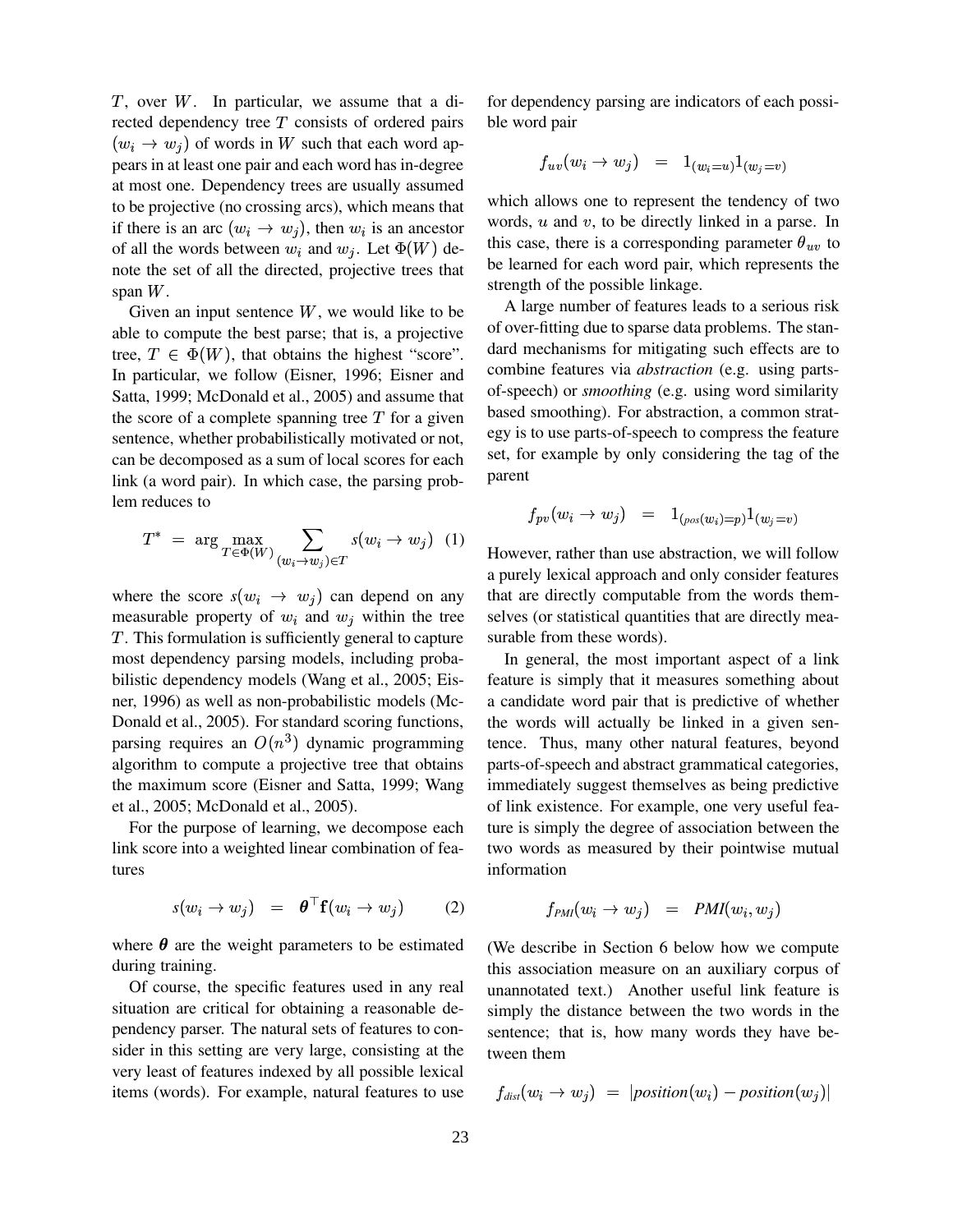$T$, over $W$. In particular, we assume that a directed dependency tree $T$ consists of ordered pairs $(w_i \rightarrow w_j)$ of words in $W$ such that each word appears in at least one pair and each word has in-degree at most one. Dependency trees are usually assumed to be projective (no crossing arcs), which means that if there is an arc $(w_i \rightarrow w_j)$, then $w_i$ is an ancestor of all the words between $w_i$ and $w_j$. Let $\Phi(W)$ denote the set of all the directed, projective trees that span $W$.

Given an input sentence $W$, we would like to be able to compute the best parse; that is, a projective tree, $T \in \Phi(W)$, that obtains the highest "score". In particular, we follow (Eisner, 1996; Eisner and Satta, 1999; McDonald et al., 2005) and assume that the score of a complete spanning tree $T$ for a given sentence, whether probabilistically motivated or not, can be decomposed as a sum of local scores for each link (a word pair). In which case, the parsing problem reduces to

$$T^* = \arg \max_{T \in \Phi(W)} \sum_{(w_i \rightarrow w_j) \in T} s(w_i \rightarrow w_j) \quad (1)$$

where the score $s(w_i \rightarrow w_j)$ can depend on any measurable property of $w_i$ and $w_j$ within the tree $T$. This formulation is sufficiently general to capture most dependency parsing models, including probabilistic dependency models (Wang et al., 2005; Eisner, 1996) as well as non-probabilistic models (McDonald et al., 2005). For standard scoring functions, parsing requires an $O(n^3)$ dynamic programming algorithm to compute a projective tree that obtains the maximum score (Eisner and Satta, 1999; Wang et al., 2005; McDonald et al., 2005).

For the purpose of learning, we decompose each link score into a weighted linear combination of features

$$s(w_i \rightarrow w_j) = \boldsymbol{\theta}^\top \mathbf{f}(w_i \rightarrow w_j) \quad (2)$$

where $\boldsymbol{\theta}$ are the weight parameters to be estimated during training.

Of course, the specific features used in any real situation are critical for obtaining a reasonable dependency parser. The natural sets of features to consider in this setting are very large, consisting at the very least of features indexed by all possible lexical items (words). For example, natural features to use for dependency parsing are indicators of each possible word pair

$$f_{uv}(w_i \rightarrow w_j) = 1_{(w_i = u)} 1_{(w_j = v)}$$

which allows one to represent the tendency of two words, $u$ and $v$, to be directly linked in a parse. In this case, there is a corresponding parameter $\theta_{uv}$ to be learned for each word pair, which represents the strength of the possible linkage.

A large number of features leads to a serious risk of over-fitting due to sparse data problems. The standard mechanisms for mitigating such effects are to combine features via *abstraction* (e.g. using parts-of-speech) or *smoothing* (e.g. using word similarity based smoothing). For abstraction, a common strategy is to use parts-of-speech to compress the feature set, for example by only considering the tag of the parent

$$f_{pv}(w_i \rightarrow w_j) = 1_{(pos(w_i) = p)} 1_{(w_j = v)}$$

However, rather than use abstraction, we will follow a purely lexical approach and only consider features that are directly computable from the words themselves (or statistical quantities that are directly measurable from these words).

In general, the most important aspect of a link feature is simply that it measures something about a candidate word pair that is predictive of whether the words will actually be linked in a given sentence. Thus, many other natural features, beyond parts-of-speech and abstract grammatical categories, immediately suggest themselves as being predictive of link existence. For example, one very useful feature is simply the degree of association between the two words as measured by their pointwise mutual information

$$f_{PMI}(w_i \rightarrow w_j) = PMI(w_i, w_j)$$

(We describe in Section 6 below how we compute this association measure on an auxiliary corpus of unannotated text.) Another useful link feature is simply the distance between the two words in the sentence; that is, how many words they have between them

$$f_{dist}(w_i \rightarrow w_j) = |position(w_i) - position(w_j)|$$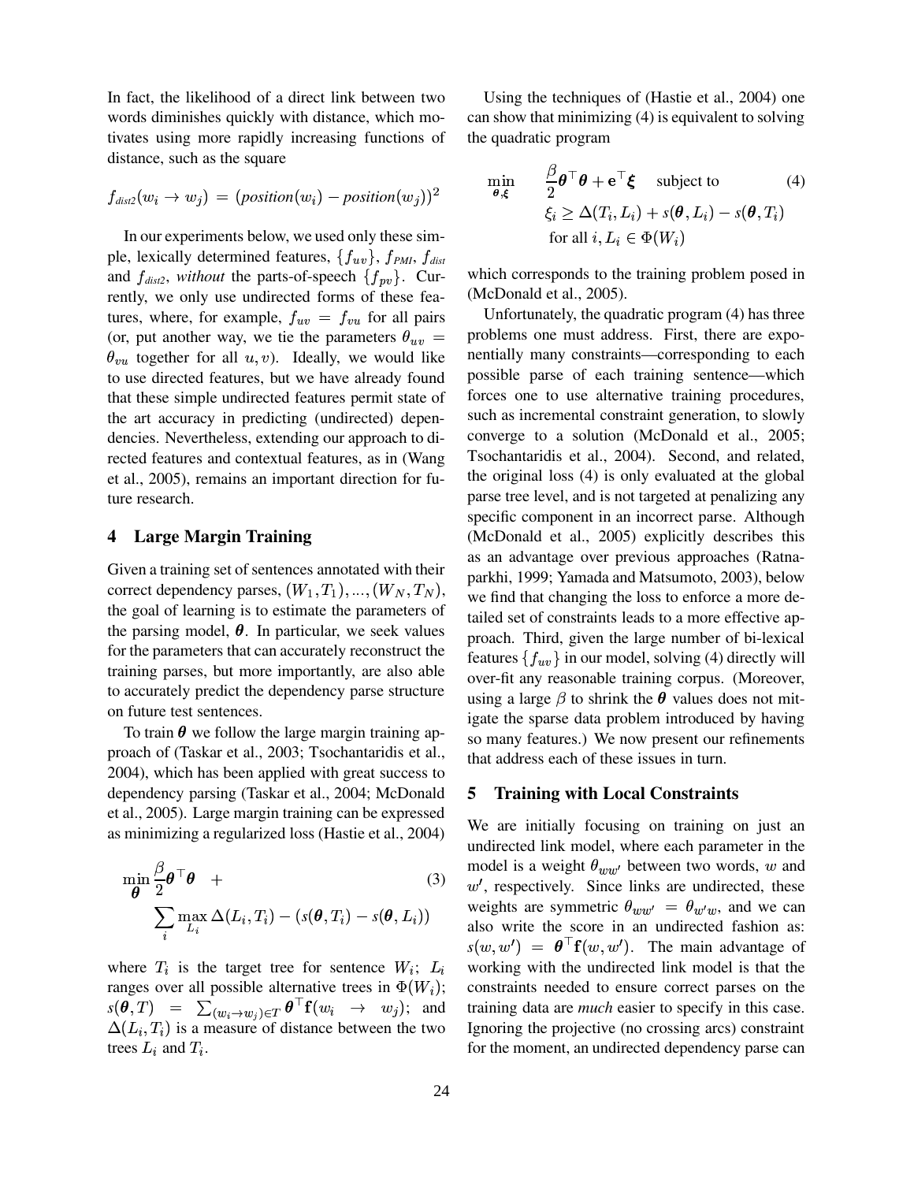In fact, the likelihood of a direct link between two words diminishes quickly with distance, which motivates using more rapidly increasing functions of distance, such as the square

$$f_{dist2}(w_i \rightarrow w_j) = (position(w_i) - position(w_j))^2$$

In our experiments below, we used only these simple, lexically determined features, $\{f_{uv}\}$, $f_{PMI}$, $f_{dist}$ and $f_{dist2}$, *without* the parts-of-speech $\{f_{pv}\}$. Currently, we only use undirected forms of these features, where, for example, $f_{uv} = f_{vu}$ for all pairs (or, put another way, we tie the parameters $\theta_{uv} = \theta_{vu}$ together for all $u, v$). Ideally, we would like to use directed features, but we have already found that these simple undirected features permit state of the art accuracy in predicting (undirected) dependencies. Nevertheless, extending our approach to directed features and contextual features, as in (Wang et al., 2005), remains an important direction for future research.

## 4 Large Margin Training

Given a training set of sentences annotated with their correct dependency parses, $(W_1, T_1), ..., (W_N, T_N)$, the goal of learning is to estimate the parameters of the parsing model, $\boldsymbol{\theta}$. In particular, we seek values for the parameters that can accurately reconstruct the training parses, but more importantly, are also able to accurately predict the dependency parse structure on future test sentences.

To train $\boldsymbol{\theta}$ we follow the large margin training approach of (Taskar et al., 2003; Tsochantaridis et al., 2004), which has been applied with great success to dependency parsing (Taskar et al., 2004; McDonald et al., 2005). Large margin training can be expressed as minimizing a regularized loss (Hastie et al., 2004)

$$\min_{\boldsymbol{\theta}} \frac{\beta}{2} \boldsymbol{\theta}^\top \boldsymbol{\theta} \quad + \qquad (3)$$
$$\sum_i \max_{L_i} \Delta(L_i, T_i) - (s(\boldsymbol{\theta}, T_i) - s(\boldsymbol{\theta}, L_i))$$

where $T_i$ is the target tree for sentence $W_i$; $L_i$ ranges over all possible alternative trees in $\Phi(W_i)$; $s(\boldsymbol{\theta}, T) = \sum_{(w_i \rightarrow w_j) \in T} \boldsymbol{\theta}^\top \mathbf{f}(w_i \rightarrow w_j)$; and $\Delta(L_i, T_i)$ is a measure of distance between the two trees $L_i$ and $T_i$.

Using the techniques of (Hastie et al., 2004) one can show that minimizing (4) is equivalent to solving the quadratic program

$$\min_{\boldsymbol{\theta}, \boldsymbol{\xi}} \quad \frac{\beta}{2} \boldsymbol{\theta}^\top \boldsymbol{\theta} + \mathbf{e}^\top \boldsymbol{\xi} \quad \text{subject to} \qquad (4)$$
$$\xi_i \geq \Delta(T_i, L_i) + s(\boldsymbol{\theta}, L_i) - s(\boldsymbol{\theta}, T_i)$$
$$\text{for all } i, L_i \in \Phi(W_i)$$

which corresponds to the training problem posed in (McDonald et al., 2005).

Unfortunately, the quadratic program (4) has three problems one must address. First, there are exponentially many constraints—corresponding to each possible parse of each training sentence—which forces one to use alternative training procedures, such as incremental constraint generation, to slowly converge to a solution (McDonald et al., 2005; Tsochantaridis et al., 2004). Second, and related, the original loss (4) is only evaluated at the global parse tree level, and is not targeted at penalizing any specific component in an incorrect parse. Although (McDonald et al., 2005) explicitly describes this as an advantage over previous approaches (Ratnaparkhi, 1999; Yamada and Matsumoto, 2003), below we find that changing the loss to enforce a more detailed set of constraints leads to a more effective approach. Third, given the large number of bi-lexical features $\{f_{uv}\}$ in our model, solving (4) directly will over-fit any reasonable training corpus. (Moreover, using a large $\beta$ to shrink the $\boldsymbol{\theta}$ values does not mitigate the sparse data problem introduced by having so many features.) We now present our refinements that address each of these issues in turn.

## 5 Training with Local Constraints

We are initially focusing on training on just an undirected link model, where each parameter in the model is a weight $\theta_{ww'}$ between two words, $w$ and $w'$, respectively. Since links are undirected, these weights are symmetric $\theta_{ww'} = \theta_{w'w}$, and we can also write the score in an undirected fashion as: $s(w, w') = \boldsymbol{\theta}^\top \mathbf{f}(w, w')$. The main advantage of working with the undirected link model is that the constraints needed to ensure correct parses on the training data are *much* easier to specify in this case. Ignoring the projective (no crossing arcs) constraint for the moment, an undirected dependency parse can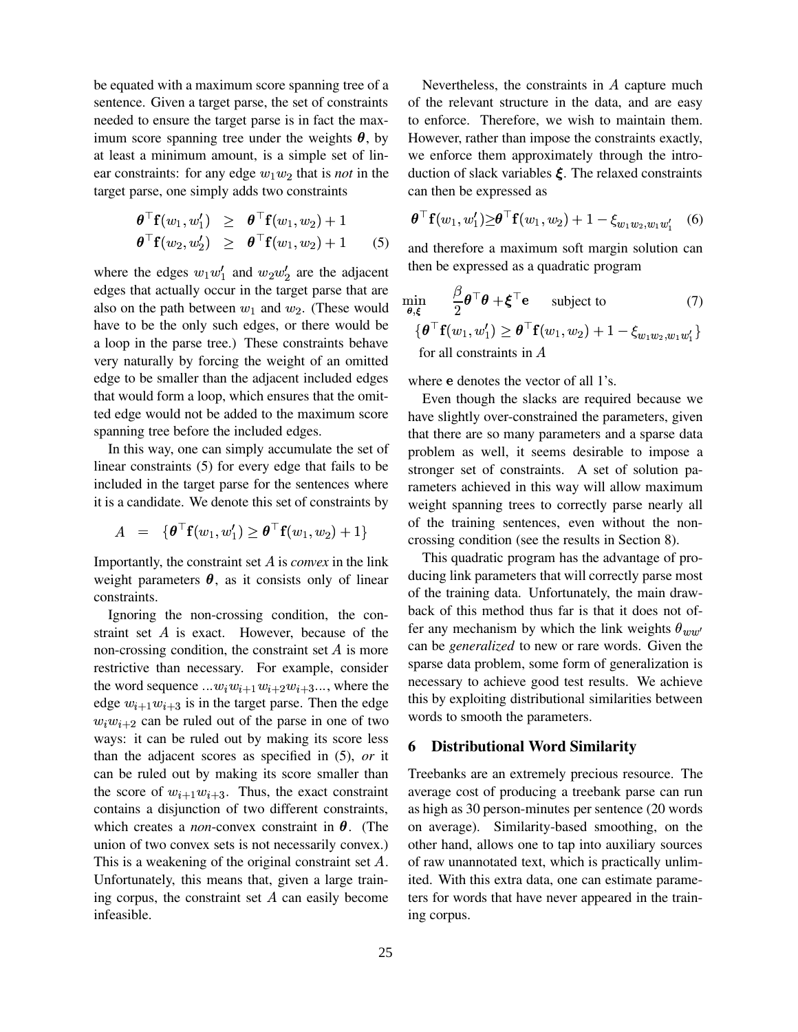be equated with a maximum score spanning tree of a sentence. Given a target parse, the set of constraints needed to ensure the target parse is in fact the maximum score spanning tree under the weights $\boldsymbol{\theta}$, by at least a minimum amount, is a simple set of linear constraints: for any edge $w_1 w_2$ that is *not* in the target parse, one simply adds two constraints

$$
\begin{aligned}
\boldsymbol{\theta}^\top \mathbf{f}(w_1, w_1') &\geq \boldsymbol{\theta}^\top \mathbf{f}(w_1, w_2) + 1 \\
\boldsymbol{\theta}^\top \mathbf{f}(w_2, w_2') &\geq \boldsymbol{\theta}^\top \mathbf{f}(w_1, w_2) + 1
\end{aligned} \tag{5}
$$

where the edges $w_1 w_1'$ and $w_2 w_2'$ are the adjacent edges that actually occur in the target parse that are also on the path between $w_1$ and $w_2$. (These would have to be the only such edges, or there would be a loop in the parse tree.) These constraints behave very naturally by forcing the weight of an omitted edge to be smaller than the adjacent included edges that would form a loop, which ensures that the omitted edge would not be added to the maximum score spanning tree before the included edges.

In this way, one can simply accumulate the set of linear constraints (5) for every edge that fails to be included in the target parse for the sentences where it is a candidate. We denote this set of constraints by

$$
A = \{\boldsymbol{\theta}^\top \mathbf{f}(w_1, w_1') \geq \boldsymbol{\theta}^\top \mathbf{f}(w_1, w_2) + 1\}
$$

Importantly, the constraint set $A$ is *convex* in the link weight parameters $\boldsymbol{\theta}$, as it consists only of linear constraints.

Ignoring the non-crossing condition, the constraint set $A$ is exact. However, because of the non-crossing condition, the constraint set $A$ is more restrictive than necessary. For example, consider the word sequence $...w_i w_{i+1} w_{i+2} w_{i+3}...$, where the edge $w_{i+1} w_{i+3}$ is in the target parse. Then the edge $w_i w_{i+2}$ can be ruled out of the parse in one of two ways: it can be ruled out by making its score less than the adjacent scores as specified in (5), *or* it can be ruled out by making its score smaller than the score of $w_{i+1} w_{i+3}$. Thus, the exact constraint contains a disjunction of two different constraints, which creates a *non*-convex constraint in $\boldsymbol{\theta}$. (The union of two convex sets is not necessarily convex.) This is a weakening of the original constraint set $A$. Unfortunately, this means that, given a large training corpus, the constraint set $A$ can easily become infeasible.

Nevertheless, the constraints in $A$ capture much of the relevant structure in the data, and are easy to enforce. Therefore, we wish to maintain them. However, rather than impose the constraints exactly, we enforce them approximately through the introduction of slack variables $\boldsymbol{\xi}$. The relaxed constraints can then be expressed as

$$
\boldsymbol{\theta}^\top \mathbf{f}(w_1, w_1') \geq \boldsymbol{\theta}^\top \mathbf{f}(w_1, w_2) + 1 - \xi_{w_1 w_2, w_1 w_1'} \tag{6}
$$

and therefore a maximum soft margin solution can then be expressed as a quadratic program

$$
\begin{aligned}
&\min_{\boldsymbol{\theta}, \boldsymbol{\xi}} \quad \frac{\beta}{2} \boldsymbol{\theta}^\top \boldsymbol{\theta} + \boldsymbol{\xi}^\top \mathbf{e} \quad \text{subject to} \\
&\{\boldsymbol{\theta}^\top \mathbf{f}(w_1, w_1') \geq \boldsymbol{\theta}^\top \mathbf{f}(w_1, w_2) + 1 - \xi_{w_1 w_2, w_1 w_1'}\} \\
&\text{for all constraints in } A
\end{aligned} \tag{7}
$$

where $\mathbf{e}$ denotes the vector of all 1's.

Even though the slacks are required because we have slightly over-constrained the parameters, given that there are so many parameters and a sparse data problem as well, it seems desirable to impose a stronger set of constraints. A set of solution parameters achieved in this way will allow maximum weight spanning trees to correctly parse nearly all of the training sentences, even without the non-crossing condition (see the results in Section 8).

This quadratic program has the advantage of producing link parameters that will correctly parse most of the training data. Unfortunately, the main drawback of this method thus far is that it does not offer any mechanism by which the link weights $\theta_{ww'}$ can be *generalized* to new or rare words. Given the sparse data problem, some form of generalization is necessary to achieve good test results. We achieve this by exploiting distributional similarities between words to smooth the parameters.

## 6 Distributional Word Similarity

Treebanks are an extremely precious resource. The average cost of producing a treebank parse can run as high as 30 person-minutes per sentence (20 words on average). Similarity-based smoothing, on the other hand, allows one to tap into auxiliary sources of raw unannotated text, which is practically unlimited. With this extra data, one can estimate parameters for words that have never appeared in the training corpus.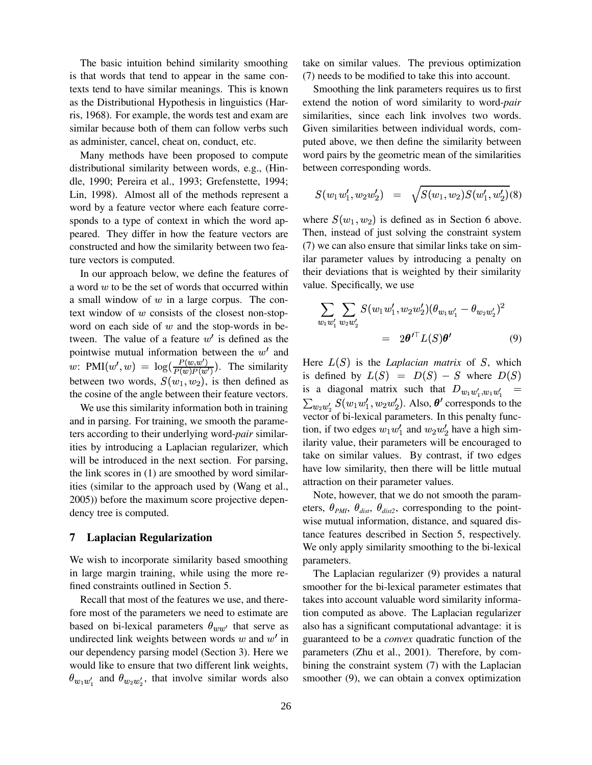The basic intuition behind similarity smoothing is that words that tend to appear in the same contexts tend to have similar meanings. This is known as the Distributional Hypothesis in linguistics (Harris, 1968). For example, the words test and exam are similar because both of them can follow verbs such as administer, cancel, cheat on, conduct, etc.

Many methods have been proposed to compute distributional similarity between words, e.g., (Hindle, 1990; Pereira et al., 1993; Grefenstette, 1994; Lin, 1998). Almost all of the methods represent a word by a feature vector where each feature corresponds to a type of context in which the word appeared. They differ in how the feature vectors are constructed and how the similarity between two feature vectors is computed.

In our approach below, we define the features of a word $w$ to be the set of words that occurred within a small window of $w$ in a large corpus. The context window of $w$ consists of the closest non-stop-word on each side of $w$ and the stop-words in between. The value of a feature $w'$ is defined as the pointwise mutual information between the $w'$ and $w$: $\text{PMI}(w', w) = \log(\frac{P(w,w')}{P(w)P(w')})$. The similarity between two words, $S(w_1, w_2)$, is then defined as the cosine of the angle between their feature vectors.

We use this similarity information both in training and in parsing. For training, we smooth the parameters according to their underlying word-*pair* similarities by introducing a Laplacian regularizer, which will be introduced in the next section. For parsing, the link scores in (1) are smoothed by word similarities (similar to the approach used by (Wang et al., 2005)) before the maximum score projective dependency tree is computed.

## 7 Laplacian Regularization

We wish to incorporate similarity based smoothing in large margin training, while using the more refined constraints outlined in Section 5.

Recall that most of the features we use, and therefore most of the parameters we need to estimate are based on bi-lexical parameters $\theta_{ww'}$ that serve as undirected link weights between words $w$ and $w'$ in our dependency parsing model (Section 3). Here we would like to ensure that two different link weights, $\theta_{w_1 w_1'}$ and $\theta_{w_2 w_2'}$, that involve similar words also take on similar values. The previous optimization (7) needs to be modified to take this into account.

Smoothing the link parameters requires us to first extend the notion of word similarity to word-*pair* similarities, since each link involves two words. Given similarities between individual words, computed above, we then define the similarity between word pairs by the geometric mean of the similarities between corresponding words.

$$S(w_1 w_1', w_2 w_2') = \sqrt{S(w_1, w_2) S(w_1', w_2')} \quad (8)$$

where $S(w_1, w_2)$ is defined as in Section 6 above. Then, instead of just solving the constraint system (7) we can also ensure that similar links take on similar parameter values by introducing a penalty on their deviations that is weighted by their similarity value. Specifically, we use

$$\sum_{w_1 w_1'} \sum_{w_2 w_2'} S(w_1 w_1', w_2 w_2') (\theta_{w_1 w_1'} - \theta_{w_2 w_2'})^2 = 2 \boldsymbol{\theta'}^\top L(S) \boldsymbol{\theta'} \quad (9)$$

Here $L(S)$ is the *Laplacian matrix* of $S$, which is defined by $L(S) = D(S) - S$ where $D(S)$ is a diagonal matrix such that $D_{w_1 w_1', w_1 w_1'} = \sum_{w_2 w_2'} S(w_1 w_1', w_2 w_2')$. Also, $\boldsymbol{\theta'}$ corresponds to the vector of bi-lexical parameters. In this penalty function, if two edges $w_1 w_1'$ and $w_2 w_2'$ have a high similarity value, their parameters will be encouraged to take on similar values. By contrast, if two edges have low similarity, then there will be little mutual attraction on their parameter values.

Note, however, that we do not smooth the parameters, $\theta_{PMI}$, $\theta_{dist}$, $\theta_{dist2}$, corresponding to the pointwise mutual information, distance, and squared distance features described in Section 5, respectively. We only apply similarity smoothing to the bi-lexical parameters.

The Laplacian regularizer (9) provides a natural smoother for the bi-lexical parameter estimates that takes into account valuable word similarity information computed as above. The Laplacian regularizer also has a significant computational advantage: it is guaranteed to be a *convex* quadratic function of the parameters (Zhu et al., 2001). Therefore, by combining the constraint system (7) with the Laplacian smoother (9), we can obtain a convex optimization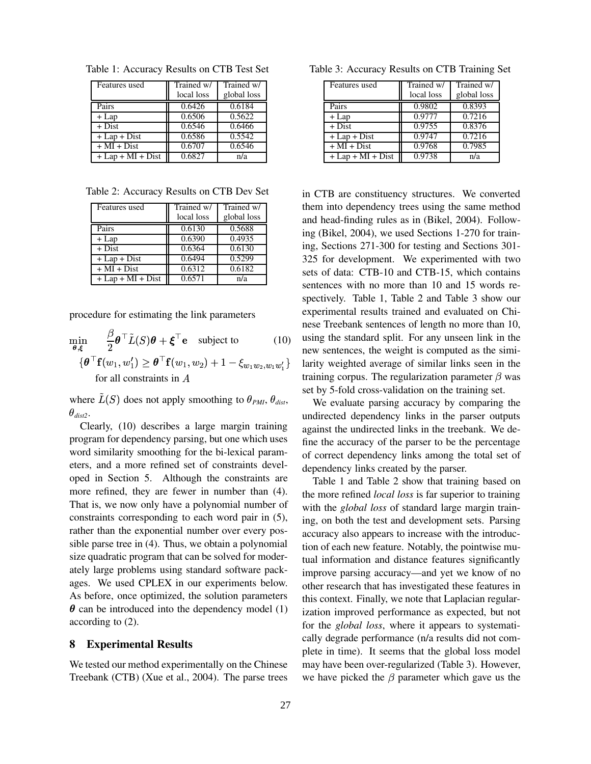Table 1: Accuracy Results on CTB Test Set

| Features used | Trained w/ local loss | Trained w/ global loss |
|---|---|---|
| Pairs | 0.6426 | 0.6184 |
| + Lap | 0.6506 | 0.5622 |
| + Dist | 0.6546 | 0.6466 |
| + Lap + Dist | 0.6586 | 0.5542 |
| + MI + Dist | 0.6707 | 0.6546 |
| + Lap + MI + Dist | 0.6827 | n/a |

Table 2: Accuracy Results on CTB Dev Set

| Features used | Trained w/ local loss | Trained w/ global loss |
|---|---|---|
| Pairs | 0.6130 | 0.5688 |
| + Lap | 0.6390 | 0.4935 |
| + Dist | 0.6364 | 0.6130 |
| + Lap + Dist | 0.6494 | 0.5299 |
| + MI + Dist | 0.6312 | 0.6182 |
| + Lap + MI + Dist | 0.6571 | n/a |

procedure for estimating the link parameters

$$\min_{\boldsymbol{\theta},\boldsymbol{\xi}} \quad \frac{\beta}{2}\boldsymbol{\theta}^\top \tilde{L}(S)\boldsymbol{\theta} + \boldsymbol{\xi}^\top \mathbf{e} \quad \text{subject to} \tag{10}$$
$$\{\boldsymbol{\theta}^\top \mathbf{f}(w_1, w_1') \geq \boldsymbol{\theta}^\top \mathbf{f}(w_1, w_2) + 1 - \xi_{w_1 w_2, w_1 w_1'}\}$$
$$\text{for all constraints in } A$$

where $\tilde{L}(S)$ does not apply smoothing to $\theta_{PMI}$, $\theta_{dist}$, $\theta_{dist2}$.

Clearly, (10) describes a large margin training program for dependency parsing, but one which uses word similarity smoothing for the bi-lexical parameters, and a more refined set of constraints developed in Section 5. Although the constraints are more refined, they are fewer in number than (4). That is, we now only have a polynomial number of constraints corresponding to each word pair in (5), rather than the exponential number over every possible parse tree in (4). Thus, we obtain a polynomial size quadratic program that can be solved for moderately large problems using standard software packages. We used CPLEX in our experiments below. As before, once optimized, the solution parameters $\boldsymbol{\theta}$ can be introduced into the dependency model (1) according to (2).

## 8 Experimental Results

We tested our method experimentally on the Chinese Treebank (CTB) (Xue et al., 2004). The parse trees in CTB are constituency structures. We converted them into dependency trees using the same method and head-finding rules as in (Bikel, 2004). Following (Bikel, 2004), we used Sections 1-270 for training, Sections 271-300 for testing and Sections 301-325 for development. We experimented with two sets of data: CTB-10 and CTB-15, which contains sentences with no more than 10 and 15 words respectively. Table 1, Table 2 and Table 3 show our experimental results trained and evaluated on Chinese Treebank sentences of length no more than 10, using the standard split. For any unseen link in the new sentences, the weight is computed as the similarity weighted average of similar links seen in the training corpus. The regularization parameter $\beta$ was set by 5-fold cross-validation on the training set.

Table 3: Accuracy Results on CTB Training Set

| Features used | Trained w/ local loss | Trained w/ global loss |
|---|---|---|
| Pairs | 0.9802 | 0.8393 |
| + Lap | 0.9777 | 0.7216 |
| + Dist | 0.9755 | 0.8376 |
| + Lap + Dist | 0.9747 | 0.7216 |
| + MI + Dist | 0.9768 | 0.7985 |
| + Lap + MI + Dist | 0.9738 | n/a |

We evaluate parsing accuracy by comparing the undirected dependency links in the parser outputs against the undirected links in the treebank. We define the accuracy of the parser to be the percentage of correct dependency links among the total set of dependency links created by the parser.

Table 1 and Table 2 show that training based on the more refined *local loss* is far superior to training with the *global loss* of standard large margin training, on both the test and development sets. Parsing accuracy also appears to increase with the introduction of each new feature. Notably, the pointwise mutual information and distance features significantly improve parsing accuracy—and yet we know of no other research that has investigated these features in this context. Finally, we note that Laplacian regularization improved performance as expected, but not for the *global loss*, where it appears to systematically degrade performance (n/a results did not complete in time). It seems that the global loss model may have been over-regularized (Table 3). However, we have picked the $\beta$ parameter which gave us the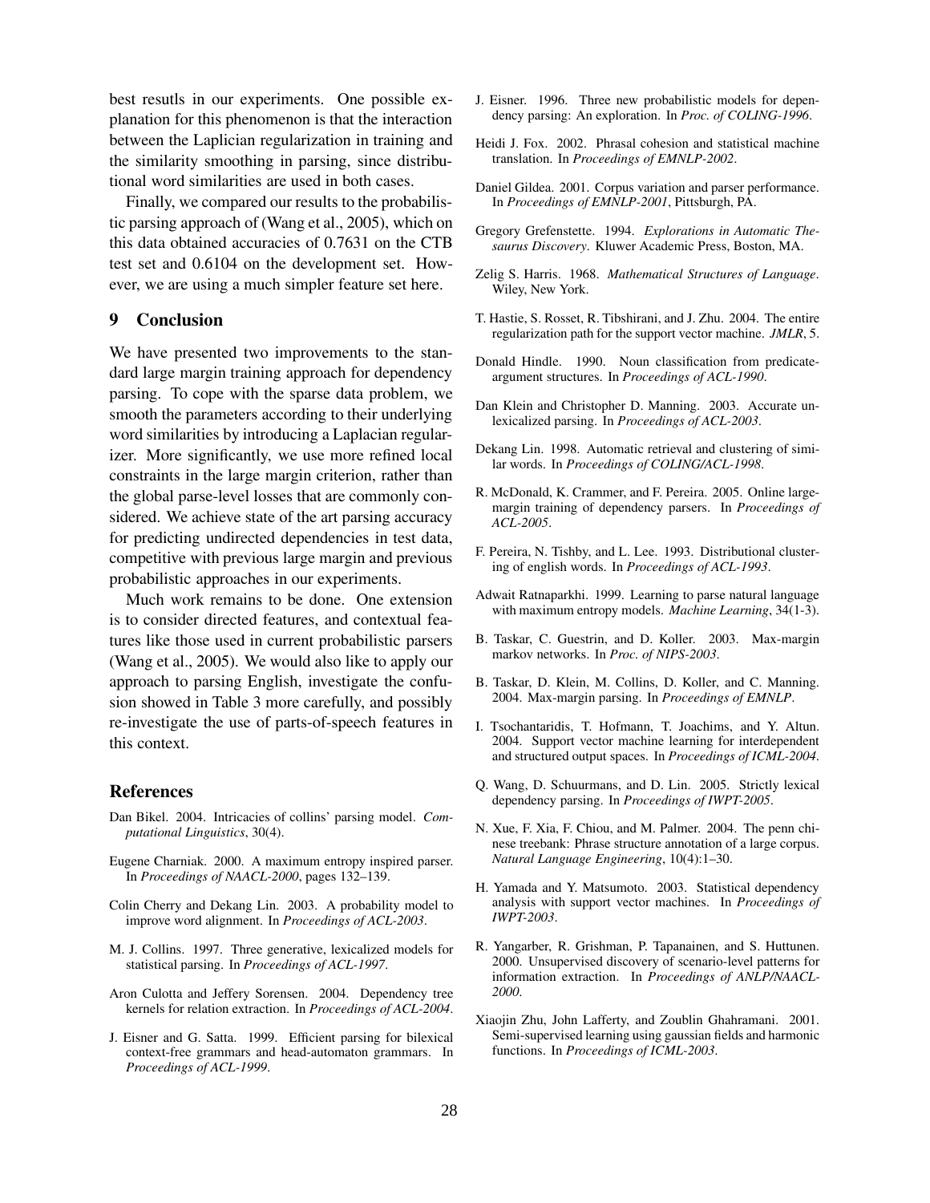best resutls in our experiments. One possible explanation for this phenomenon is that the interaction between the Laplician regularization in training and the similarity smoothing in parsing, since distributional word similarities are used in both cases.

Finally, we compared our results to the probabilistic parsing approach of (Wang et al., 2005), which on this data obtained accuracies of 0.7631 on the CTB test set and 0.6104 on the development set. However, we are using a much simpler feature set here.

## 9 Conclusion

We have presented two improvements to the standard large margin training approach for dependency parsing. To cope with the sparse data problem, we smooth the parameters according to their underlying word similarities by introducing a Laplacian regularizer. More significantly, we use more refined local constraints in the large margin criterion, rather than the global parse-level losses that are commonly considered. We achieve state of the art parsing accuracy for predicting undirected dependencies in test data, competitive with previous large margin and previous probabilistic approaches in our experiments.

Much work remains to be done. One extension is to consider directed features, and contextual features like those used in current probabilistic parsers (Wang et al., 2005). We would also like to apply our approach to parsing English, investigate the confusion showed in Table 3 more carefully, and possibly re-investigate the use of parts-of-speech features in this context.

## References

Dan Bikel. 2004. Intricacies of collins' parsing model. *Computational Linguistics*, 30(4).

Eugene Charniak. 2000. A maximum entropy inspired parser. In *Proceedings of NAACL-2000*, pages 132–139.

Colin Cherry and Dekang Lin. 2003. A probability model to improve word alignment. In *Proceedings of ACL-2003*.

M. J. Collins. 1997. Three generative, lexicalized models for statistical parsing. In *Proceedings of ACL-1997*.

Aron Culotta and Jeffery Sorensen. 2004. Dependency tree kernels for relation extraction. In *Proceedings of ACL-2004*.

J. Eisner and G. Satta. 1999. Efficient parsing for bilexical context-free grammars and head-automaton grammars. In *Proceedings of ACL-1999*.

J. Eisner. 1996. Three new probabilistic models for dependency parsing: An exploration. In *Proc. of COLING-1996*.

Heidi J. Fox. 2002. Phrasal cohesion and statistical machine translation. In *Proceedings of EMNLP-2002*.

Daniel Gildea. 2001. Corpus variation and parser performance. In *Proceedings of EMNLP-2001*, Pittsburgh, PA.

Gregory Grefenstette. 1994. *Explorations in Automatic Thesaurus Discovery*. Kluwer Academic Press, Boston, MA.

Zelig S. Harris. 1968. *Mathematical Structures of Language*. Wiley, New York.

T. Hastie, S. Rosset, R. Tibshirani, and J. Zhu. 2004. The entire regularization path for the support vector machine. *JMLR*, 5.

Donald Hindle. 1990. Noun classification from predicate-argument structures. In *Proceedings of ACL-1990*.

Dan Klein and Christopher D. Manning. 2003. Accurate unlexicalized parsing. In *Proceedings of ACL-2003*.

Dekang Lin. 1998. Automatic retrieval and clustering of similar words. In *Proceedings of COLING/ACL-1998*.

R. McDonald, K. Crammer, and F. Pereira. 2005. Online large-margin training of dependency parsers. In *Proceedings of ACL-2005*.

F. Pereira, N. Tishby, and L. Lee. 1993. Distributional clustering of english words. In *Proceedings of ACL-1993*.

Adwait Ratnaparkhi. 1999. Learning to parse natural language with maximum entropy models. *Machine Learning*, 34(1-3).

B. Taskar, C. Guestrin, and D. Koller. 2003. Max-margin markov networks. In *Proc. of NIPS-2003*.

B. Taskar, D. Klein, M. Collins, D. Koller, and C. Manning. 2004. Max-margin parsing. In *Proceedings of EMNLP*.

I. Tsochantaridis, T. Hofmann, T. Joachims, and Y. Altun. 2004. Support vector machine learning for interdependent and structured output spaces. In *Proceedings of ICML-2004*.

Q. Wang, D. Schuurmans, and D. Lin. 2005. Strictly lexical dependency parsing. In *Proceedings of IWPT-2005*.

N. Xue, F. Xia, F. Chiou, and M. Palmer. 2004. The penn chinese treebank: Phrase structure annotation of a large corpus. *Natural Language Engineering*, 10(4):1–30.

H. Yamada and Y. Matsumoto. 2003. Statistical dependency analysis with support vector machines. In *Proceedings of IWPT-2003*.

R. Yangarber, R. Grishman, P. Tapanainen, and S. Huttunen. 2000. Unsupervised discovery of scenario-level patterns for information extraction. In *Proceedings of ANLP/NAACL-2000*.

Xiaojin Zhu, John Lafferty, and Zoublin Ghahramani. 2001. Semi-supervised learning using gaussian fields and harmonic functions. In *Proceedings of ICML-2003*.